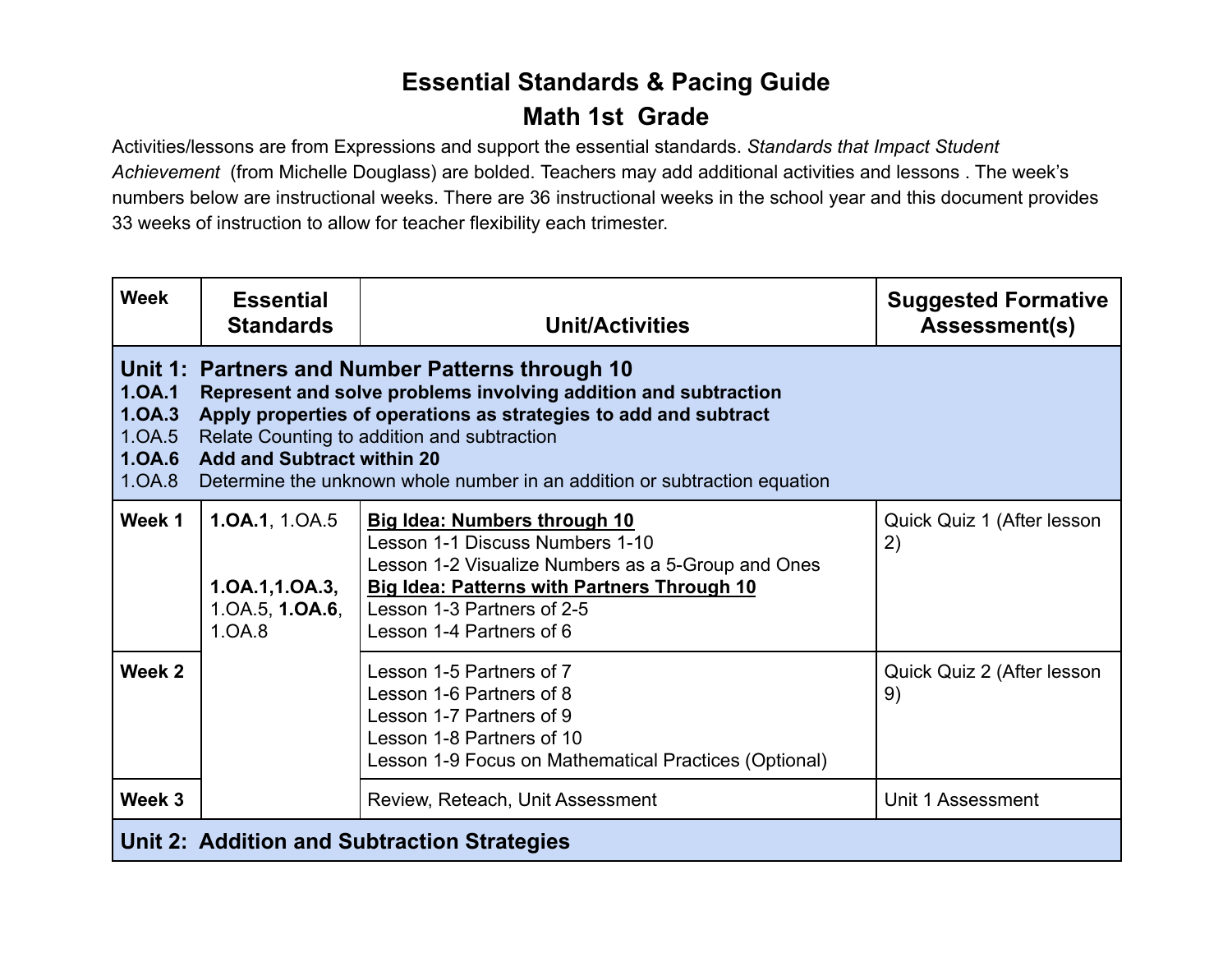# Essential Standards & Pacing Guide
## Math 1st Grade

Activities/lessons are from Expressions and support the essential standards. *Standards that Impact Student Achievement* (from Michelle Douglass) are bolded. Teachers may add additional activities and lessons . The week's numbers below are instructional weeks. There are 36 instructional weeks in the school year and this document provides 33 weeks of instruction to allow for teacher flexibility each trimester.

| Week | Essential Standards | Unit/Activities | Suggested Formative Assessment(s) |
|---|---|---|---|
| **Unit 1: Partners and Number Patterns through 10**<br>**1.OA.1 Represent and solve problems involving addition and subtraction**<br>**1.OA.3 Apply properties of operations as strategies to add and subtract**<br>1.OA.5 Relate Counting to addition and subtraction<br>**1.OA.6 Add and Subtract within 20**<br>1.OA.8 Determine the unknown whole number in an addition or subtraction equation | | | |
| **Week 1** | **1.OA.1**, 1.OA.5<br><br>**1.OA.1,1.OA.3,** 1.OA.5, **1.OA.6**, 1.OA.8 | **Big Idea: Numbers through 10**<br>Lesson 1-1 Discuss Numbers 1-10<br>Lesson 1-2 Visualize Numbers as a 5-Group and Ones<br>**Big Idea: Patterns with Partners Through 10**<br>Lesson 1-3 Partners of 2-5<br>Lesson 1-4 Partners of 6 | Quick Quiz 1 (After lesson 2) |
| **Week 2** | | Lesson 1-5 Partners of 7<br>Lesson 1-6 Partners of 8<br>Lesson 1-7 Partners of 9<br>Lesson 1-8 Partners of 10<br>Lesson 1-9 Focus on Mathematical Practices (Optional) | Quick Quiz 2 (After lesson 9) |
| **Week 3** | | Review, Reteach, Unit Assessment | Unit 1 Assessment |
| **Unit 2: Addition and Subtraction Strategies** | | | |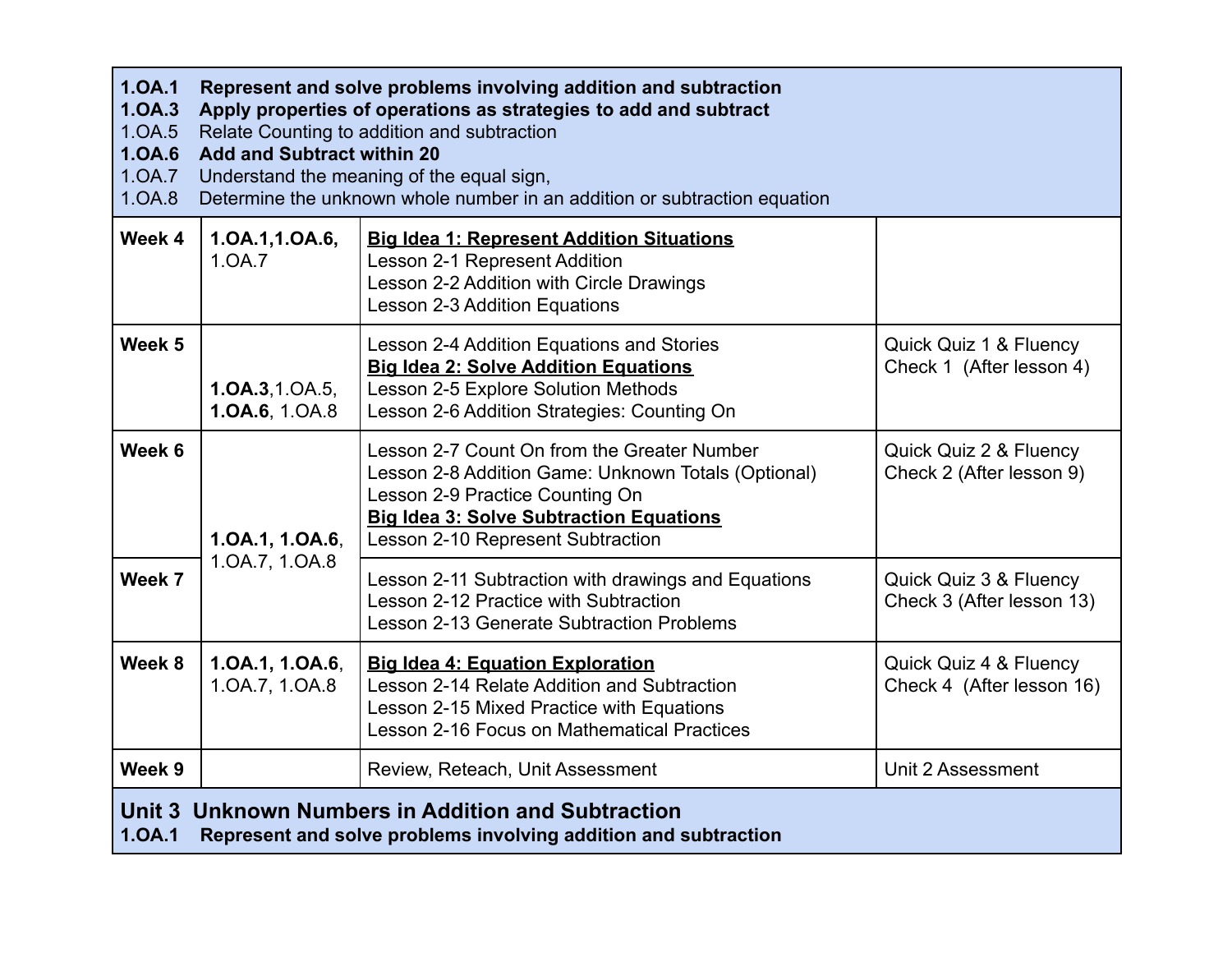| **1.OA.1 Represent and solve problems involving addition and subtraction**<br>**1.OA.3 Apply properties of operations as strategies to add and subtract**<br>1.OA.5 Relate Counting to addition and subtraction<br>**1.OA.6 Add and Subtract within 20**<br>1.OA.7 Understand the meaning of the equal sign,<br>1.OA.8 Determine the unknown whole number in an addition or subtraction equation | | | |
|---|---|---|---|
| **Week 4** | **1.OA.1,1.OA.6,** 1.OA.7 | **Big Idea 1: Represent Addition Situations**<br>Lesson 2-1 Represent Addition<br>Lesson 2-2 Addition with Circle Drawings<br>Lesson 2-3 Addition Equations | |
| **Week 5** | **1.OA.3**,1.OA.5, **1.OA.6**, 1.OA.8 | Lesson 2-4 Addition Equations and Stories<br>**Big Idea 2: Solve Addition Equations**<br>Lesson 2-5 Explore Solution Methods<br>Lesson 2-6 Addition Strategies: Counting On | Quick Quiz 1 & Fluency Check 1 (After lesson 4) |
| **Week 6** | **1.OA.1, 1.OA.6**, 1.OA.7, 1.OA.8 | Lesson 2-7 Count On from the Greater Number<br>Lesson 2-8 Addition Game: Unknown Totals (Optional)<br>Lesson 2-9 Practice Counting On<br>**Big Idea 3: Solve Subtraction Equations**<br>Lesson 2-10 Represent Subtraction | Quick Quiz 2 & Fluency Check 2 (After lesson 9) |
| **Week 7** | | Lesson 2-11 Subtraction with drawings and Equations<br>Lesson 2-12 Practice with Subtraction<br>Lesson 2-13 Generate Subtraction Problems | Quick Quiz 3 & Fluency Check 3 (After lesson 13) |
| **Week 8** | **1.OA.1, 1.OA.6**, 1.OA.7, 1.OA.8 | **Big Idea 4: Equation Exploration**<br>Lesson 2-14 Relate Addition and Subtraction<br>Lesson 2-15 Mixed Practice with Equations<br>Lesson 2-16 Focus on Mathematical Practices | Quick Quiz 4 & Fluency Check 4 (After lesson 16) |
| **Week 9** | | Review, Reteach, Unit Assessment | Unit 2 Assessment |

## Unit 3 Unknown Numbers in Addition and Subtraction

**1.OA.1 Represent and solve problems involving addition and subtraction**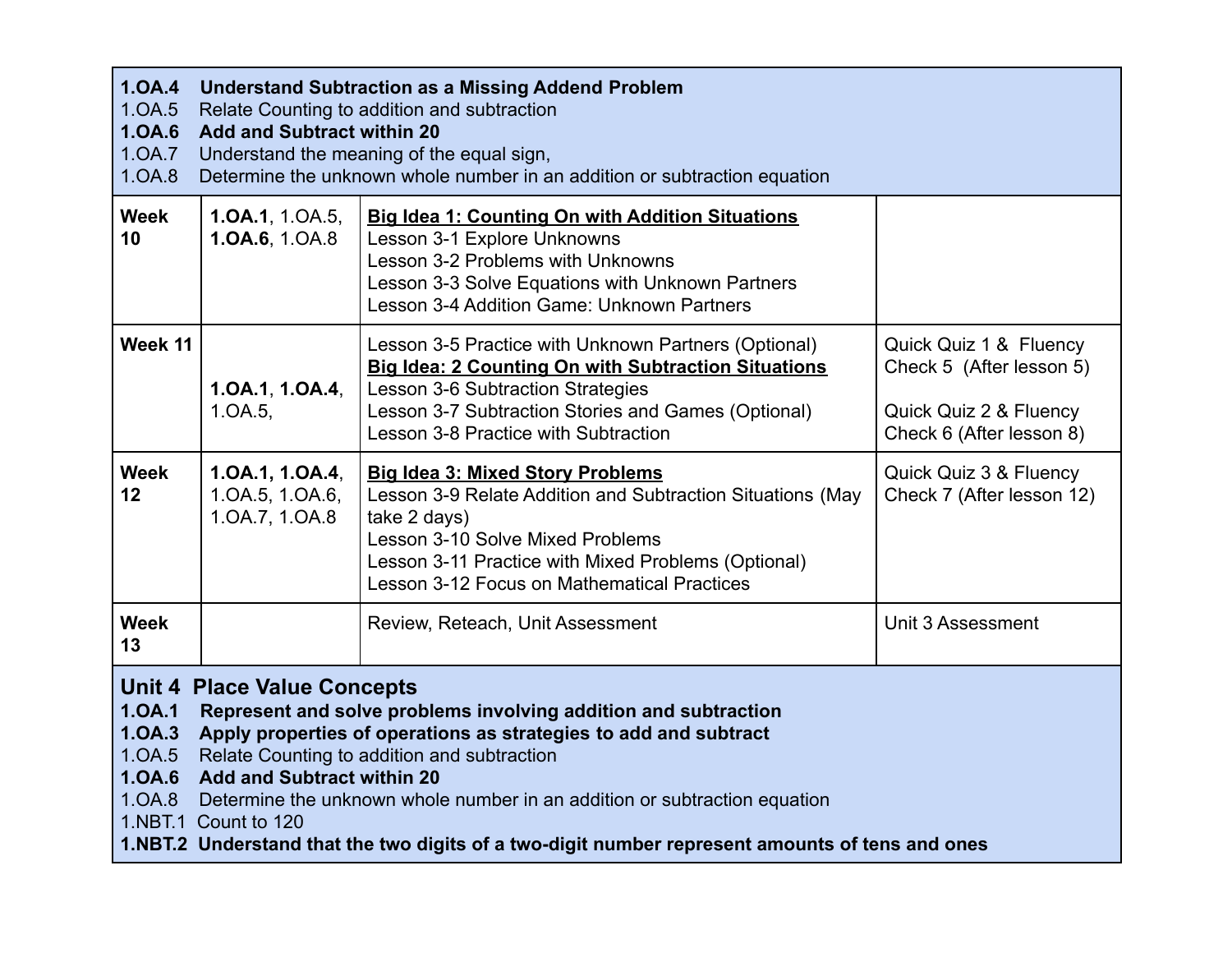| **1.OA.4 Understand Subtraction as a Missing Addend Problem**<br>1.OA.5 Relate Counting to addition and subtraction<br>**1.OA.6 Add and Subtract within 20**<br>1.OA.7 Understand the meaning of the equal sign,<br>1.OA.8 Determine the unknown whole number in an addition or subtraction equation | | | |
|---|---|---|---|
| **Week 10** | **1.OA.1**, 1.OA.5, **1.OA.6**, 1.OA.8 | **Big Idea 1: Counting On with Addition Situations**<br>Lesson 3-1 Explore Unknowns<br>Lesson 3-2 Problems with Unknowns<br>Lesson 3-3 Solve Equations with Unknown Partners<br>Lesson 3-4 Addition Game: Unknown Partners | |
| **Week 11** | **1.OA.1**, **1.OA.4**, 1.OA.5, | Lesson 3-5 Practice with Unknown Partners (Optional)<br>**Big Idea: 2 Counting On with Subtraction Situations**<br>Lesson 3-6 Subtraction Strategies<br>Lesson 3-7 Subtraction Stories and Games (Optional)<br>Lesson 3-8 Practice with Subtraction | Quick Quiz 1 & Fluency Check 5 (After lesson 5)<br><br>Quick Quiz 2 & Fluency Check 6 (After lesson 8) |
| **Week 12** | **1.OA.1, 1.OA.4**, 1.OA.5, 1.OA.6, 1.OA.7, 1.OA.8 | **Big Idea 3: Mixed Story Problems**<br>Lesson 3-9 Relate Addition and Subtraction Situations (May take 2 days)<br>Lesson 3-10 Solve Mixed Problems<br>Lesson 3-11 Practice with Mixed Problems (Optional)<br>Lesson 3-12 Focus on Mathematical Practices | Quick Quiz 3 & Fluency Check 7 (After lesson 12) |
| **Week 13** | | Review, Reteach, Unit Assessment | Unit 3 Assessment |
| **Unit 4 Place Value Concepts**<br>**1.OA.1 Represent and solve problems involving addition and subtraction**<br>**1.OA.3 Apply properties of operations as strategies to add and subtract**<br>1.OA.5 Relate Counting to addition and subtraction<br>**1.OA.6 Add and Subtract within 20**<br>1.OA.8 Determine the unknown whole number in an addition or subtraction equation<br>1.NBT.1 Count to 120<br>**1.NBT.2 Understand that the two digits of a two-digit number represent amounts of tens and ones** | | | |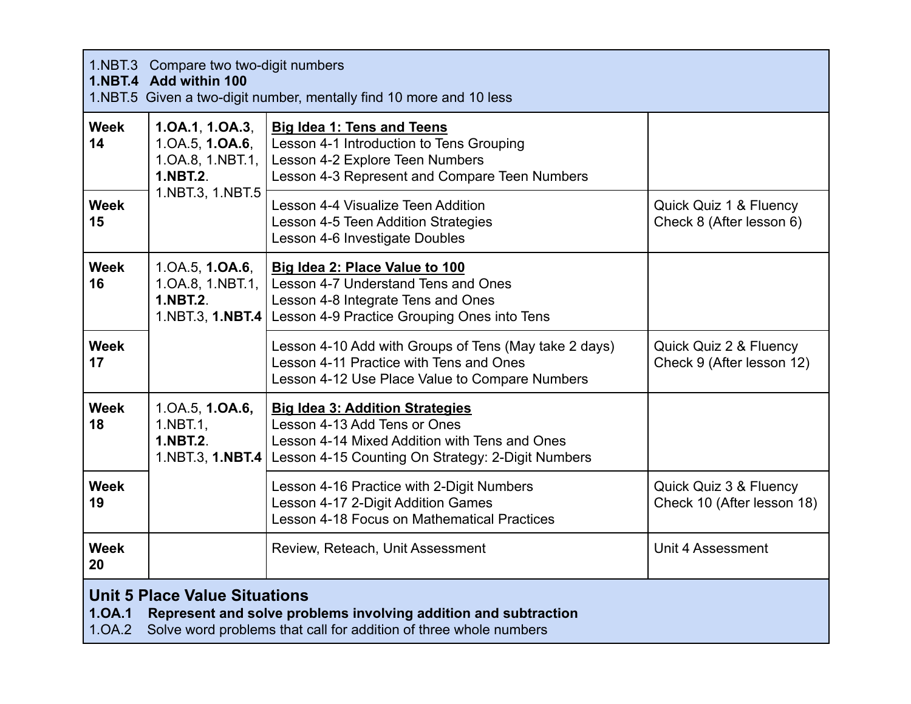1.NBT.3 Compare two two-digit numbers
**1.NBT.4 Add within 100**
1.NBT.5 Given a two-digit number, mentally find 10 more and 10 less

| | | | |
|---|---|---|---|
| **Week 14** | **1.OA.1**, **1.OA.3**, 1.OA.5, **1.OA.6**, 1.OA.8, 1.NBT.1, **1.NBT.2**. 1.NBT.3, 1.NBT.5 | **Big Idea 1: Tens and Teens**<br>Lesson 4-1 Introduction to Tens Grouping<br>Lesson 4-2 Explore Teen Numbers<br>Lesson 4-3 Represent and Compare Teen Numbers | |
| **Week 15** | | Lesson 4-4 Visualize Teen Addition<br>Lesson 4-5 Teen Addition Strategies<br>Lesson 4-6 Investigate Doubles | Quick Quiz 1 & Fluency Check 8 (After lesson 6) |
| **Week 16** | 1.OA.5, **1.OA.6**, 1.OA.8, 1.NBT.1, **1.NBT.2**. 1.NBT.3, **1.NBT.4** | **Big Idea 2: Place Value to 100**<br>Lesson 4-7 Understand Tens and Ones<br>Lesson 4-8 Integrate Tens and Ones<br>Lesson 4-9 Practice Grouping Ones into Tens | |
| **Week 17** | | Lesson 4-10 Add with Groups of Tens (May take 2 days)<br>Lesson 4-11 Practice with Tens and Ones<br>Lesson 4-12 Use Place Value to Compare Numbers | Quick Quiz 2 & Fluency Check 9 (After lesson 12) |
| **Week 18** | 1.OA.5, **1.OA.6,** 1.NBT.1, **1.NBT.2**. 1.NBT.3, **1.NBT.4** | **Big Idea 3: Addition Strategies**<br>Lesson 4-13 Add Tens or Ones<br>Lesson 4-14 Mixed Addition with Tens and Ones<br>Lesson 4-15 Counting On Strategy: 2-Digit Numbers | |
| **Week 19** | | Lesson 4-16 Practice with 2-Digit Numbers<br>Lesson 4-17 2-Digit Addition Games<br>Lesson 4-18 Focus on Mathematical Practices | Quick Quiz 3 & Fluency Check 10 (After lesson 18) |
| **Week 20** | | Review, Reteach, Unit Assessment | Unit 4 Assessment |

## Unit 5 Place Value Situations

**1.OA.1 Represent and solve problems involving addition and subtraction**
1.OA.2 Solve word problems that call for addition of three whole numbers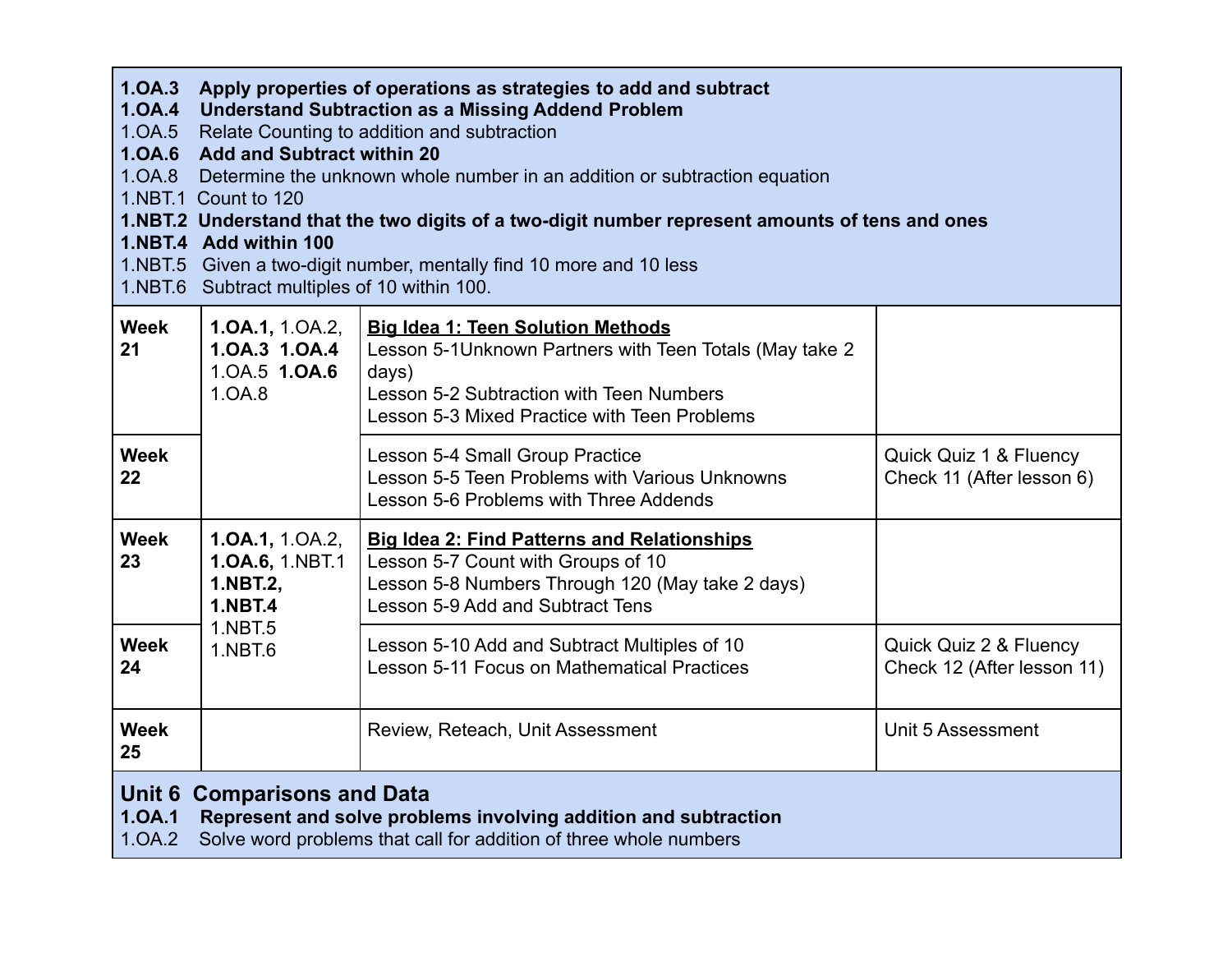**1.OA.3 Apply properties of operations as strategies to add and subtract**
**1.OA.4 Understand Subtraction as a Missing Addend Problem**
1.OA.5 Relate Counting to addition and subtraction
**1.OA.6 Add and Subtract within 20**
1.OA.8 Determine the unknown whole number in an addition or subtraction equation
1.NBT.1 Count to 120
**1.NBT.2 Understand that the two digits of a two-digit number represent amounts of tens and ones**
**1.NBT.4 Add within 100**
1.NBT.5 Given a two-digit number, mentally find 10 more and 10 less
1.NBT.6 Subtract multiples of 10 within 100.

| | | | |
|---|---|---|---|
| **Week 21** | **1.OA.1,** 1.OA.2, **1.OA.3** **1.OA.4** 1.OA.5 **1.OA.6** 1.OA.8 | **Big Idea 1: Teen Solution Methods**<br>Lesson 5-1Unknown Partners with Teen Totals (May take 2 days)<br>Lesson 5-2 Subtraction with Teen Numbers<br>Lesson 5-3 Mixed Practice with Teen Problems | |
| **Week 22** | | Lesson 5-4 Small Group Practice<br>Lesson 5-5 Teen Problems with Various Unknowns<br>Lesson 5-6 Problems with Three Addends | Quick Quiz 1 & Fluency Check 11 (After lesson 6) |
| **Week 23** | **1.OA.1,** 1.OA.2, **1.OA.6,** 1.NBT.1 **1.NBT.2,** **1.NBT.4** 1.NBT.5 1.NBT.6 | **Big Idea 2: Find Patterns and Relationships**<br>Lesson 5-7 Count with Groups of 10<br>Lesson 5-8 Numbers Through 120 (May take 2 days)<br>Lesson 5-9 Add and Subtract Tens | |
| **Week 24** | | Lesson 5-10 Add and Subtract Multiples of 10<br>Lesson 5-11 Focus on Mathematical Practices | Quick Quiz 2 & Fluency Check 12 (After lesson 11) |
| **Week 25** | | Review, Reteach, Unit Assessment | Unit 5 Assessment |

## Unit 6 Comparisons and Data

**1.OA.1 Represent and solve problems involving addition and subtraction**
1.OA.2 Solve word problems that call for addition of three whole numbers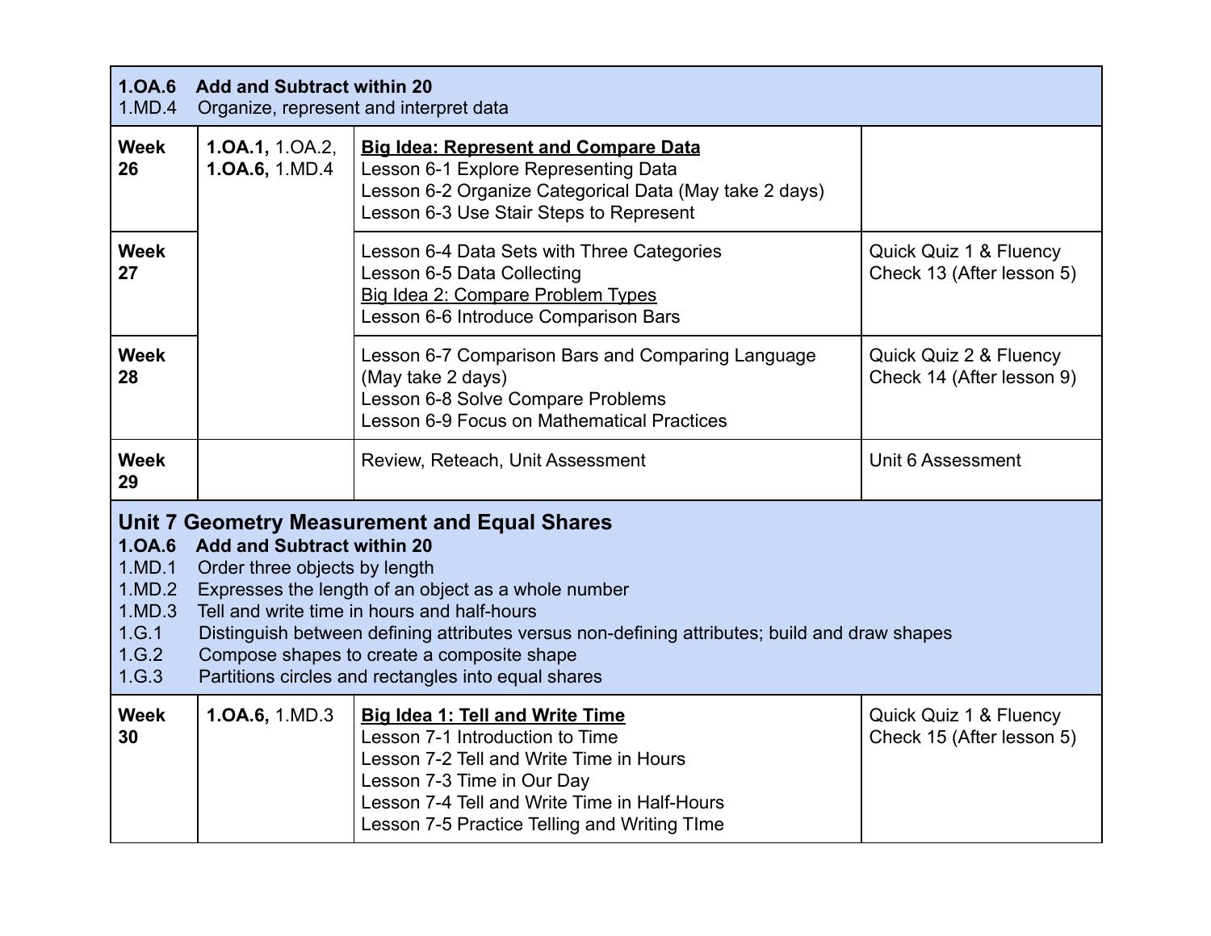| **1.OA.6 Add and Subtract within 20**<br>1.MD.4 Organize, represent and interpret data | | | |
|---|---|---|---|
| **Week 26** | **1.OA.1,** 1.OA.2, **1.OA.6,** 1.MD.4 | **Big Idea: Represent and Compare Data**<br>Lesson 6-1 Explore Representing Data<br>Lesson 6-2 Organize Categorical Data (May take 2 days)<br>Lesson 6-3 Use Stair Steps to Represent | |
| **Week 27** | | Lesson 6-4 Data Sets with Three Categories<br>Lesson 6-5 Data Collecting<br>Big Idea 2: Compare Problem Types<br>Lesson 6-6 Introduce Comparison Bars | Quick Quiz 1 & Fluency Check 13 (After lesson 5) |
| **Week 28** | | Lesson 6-7 Comparison Bars and Comparing Language (May take 2 days)<br>Lesson 6-8 Solve Compare Problems<br>Lesson 6-9 Focus on Mathematical Practices | Quick Quiz 2 & Fluency Check 14 (After lesson 9) |
| **Week 29** | | Review, Reteach, Unit Assessment | Unit 6 Assessment |
| **Unit 7 Geometry Measurement and Equal Shares**<br>**1.OA.6 Add and Subtract within 20**<br>1.MD.1 Order three objects by length<br>1.MD.2 Expresses the length of an object as a whole number<br>1.MD.3 Tell and write time in hours and half-hours<br>1.G.1 Distinguish between defining attributes versus non-defining attributes; build and draw shapes<br>1.G.2 Compose shapes to create a composite shape<br>1.G.3 Partitions circles and rectangles into equal shares | | | |
| **Week 30** | **1.OA.6,** 1.MD.3 | **Big Idea 1: Tell and Write Time**<br>Lesson 7-1 Introduction to Time<br>Lesson 7-2 Tell and Write Time in Hours<br>Lesson 7-3 Time in Our Day<br>Lesson 7-4 Tell and Write Time in Half-Hours<br>Lesson 7-5 Practice Telling and Writing TIme | Quick Quiz 1 & Fluency Check 15 (After lesson 5) |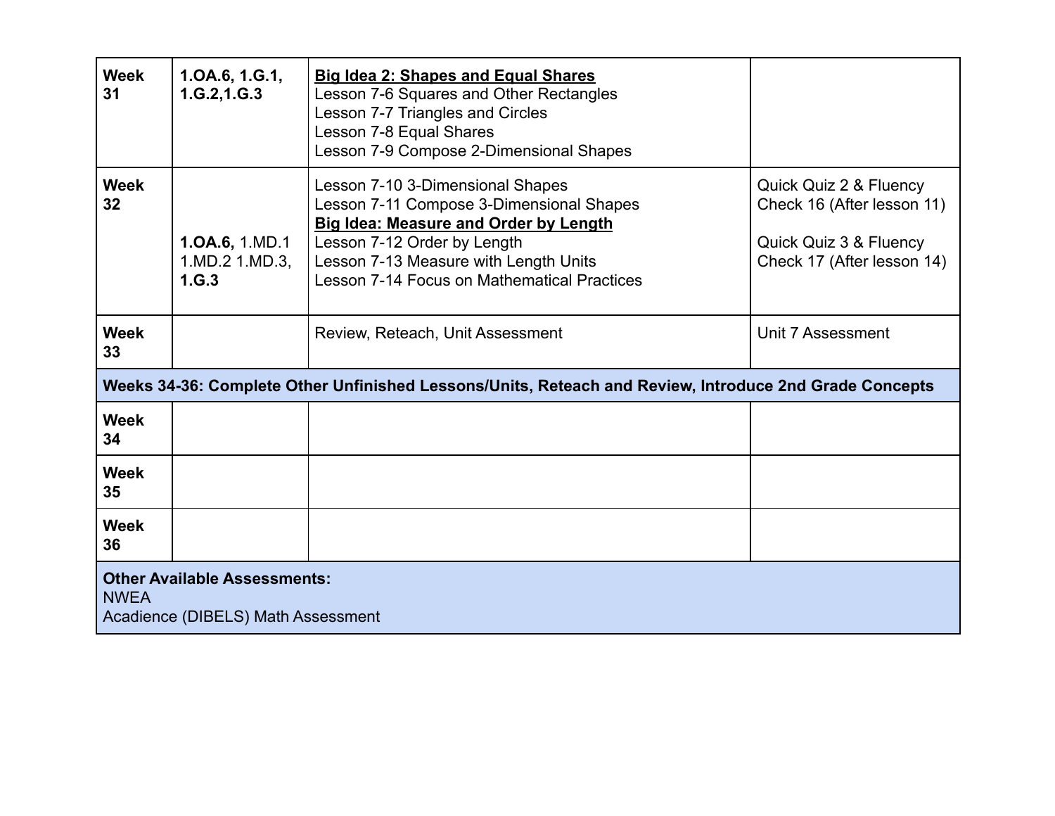| | | | |
|---|---|---|---|
| **Week 31** | **1.OA.6, 1.G.1, 1.G.2,1.G.3** | **Big Idea 2: Shapes and Equal Shares**<br>Lesson 7-6 Squares and Other Rectangles<br>Lesson 7-7 Triangles and Circles<br>Lesson 7-8 Equal Shares<br>Lesson 7-9 Compose 2-Dimensional Shapes | |
| **Week 32** | **1.OA.6,** 1.MD.1 1.MD.2 1.MD.3, **1.G.3** | Lesson 7-10 3-Dimensional Shapes<br>Lesson 7-11 Compose 3-Dimensional Shapes<br>**Big Idea: Measure and Order by Length**<br>Lesson 7-12 Order by Length<br>Lesson 7-13 Measure with Length Units<br>Lesson 7-14 Focus on Mathematical Practices | Quick Quiz 2 & Fluency Check 16 (After lesson 11)<br><br>Quick Quiz 3 & Fluency Check 17 (After lesson 14) |
| **Week 33** | | Review, Reteach, Unit Assessment | Unit 7 Assessment |
| **Weeks 34-36: Complete Other Unfinished Lessons/Units, Reteach and Review, Introduce 2nd Grade Concepts** | | | |
| **Week 34** | | | |
| **Week 35** | | | |
| **Week 36** | | | |
| **Other Available Assessments:**<br>NWEA<br>Acadience (DIBELS) Math Assessment | | | |